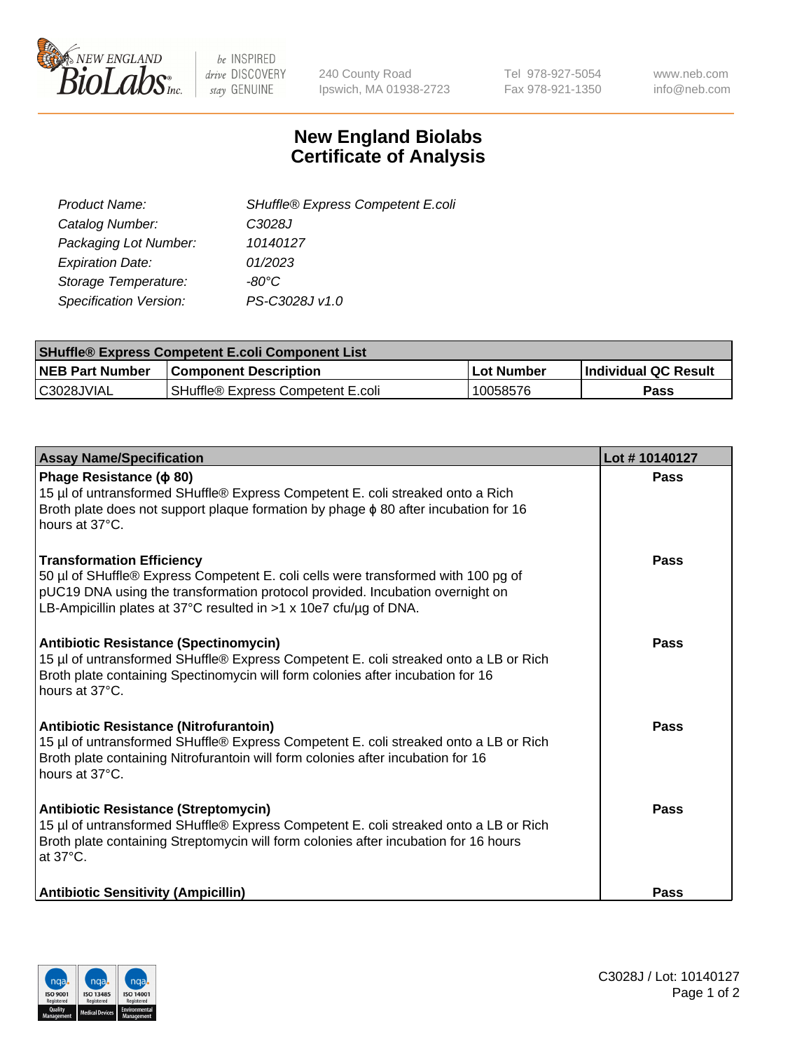240 County Road
Ipswich, MA 01938-2723

Tel 978-927-5054
Fax 978-921-1350

www.neb.com
info@neb.com

# New England Biolabs Certificate of Analysis

| | |
|---|---|
| *Product Name:* | *SHuffle® Express Competent E.coli* |
| *Catalog Number:* | *C3028J* |
| *Packaging Lot Number:* | *10140127* |
| *Expiration Date:* | *01/2023* |
| *Storage Temperature:* | *-80°C* |
| *Specification Version:* | *PS-C3028J v1.0* |

| **SHuffle® Express Competent E.coli Component List** | | | |
|---|---|---|---|
| **NEB Part Number** | **Component Description** | **Lot Number** | **Individual QC Result** |
| C3028JVIAL | SHuffle® Express Competent E.coli | 10058576 | **Pass** |

| **Assay Name/Specification** | **Lot # 10140127** |
|---|---|
| **Phage Resistance (ϕ 80)**<br>15 µl of untransformed SHuffle® Express Competent E. coli streaked onto a Rich Broth plate does not support plaque formation by phage ϕ 80 after incubation for 16 hours at 37°C. | **Pass** |
| **Transformation Efficiency**<br>50 µl of SHuffle® Express Competent E. coli cells were transformed with 100 pg of pUC19 DNA using the transformation protocol provided. Incubation overnight on LB-Ampicillin plates at 37°C resulted in >1 x 10e7 cfu/µg of DNA. | **Pass** |
| **Antibiotic Resistance (Spectinomycin)**<br>15 µl of untransformed SHuffle® Express Competent E. coli streaked onto a LB or Rich Broth plate containing Spectinomycin will form colonies after incubation for 16 hours at 37°C. | **Pass** |
| **Antibiotic Resistance (Nitrofurantoin)**<br>15 µl of untransformed SHuffle® Express Competent E. coli streaked onto a LB or Rich Broth plate containing Nitrofurantoin will form colonies after incubation for 16 hours at 37°C. | **Pass** |
| **Antibiotic Resistance (Streptomycin)**<br>15 µl of untransformed SHuffle® Express Competent E. coli streaked onto a LB or Rich Broth plate containing Streptomycin will form colonies after incubation for 16 hours at 37°C. | **Pass** |
| **Antibiotic Sensitivity (Ampicillin)** | **Pass** |

C3028J / Lot: 10140127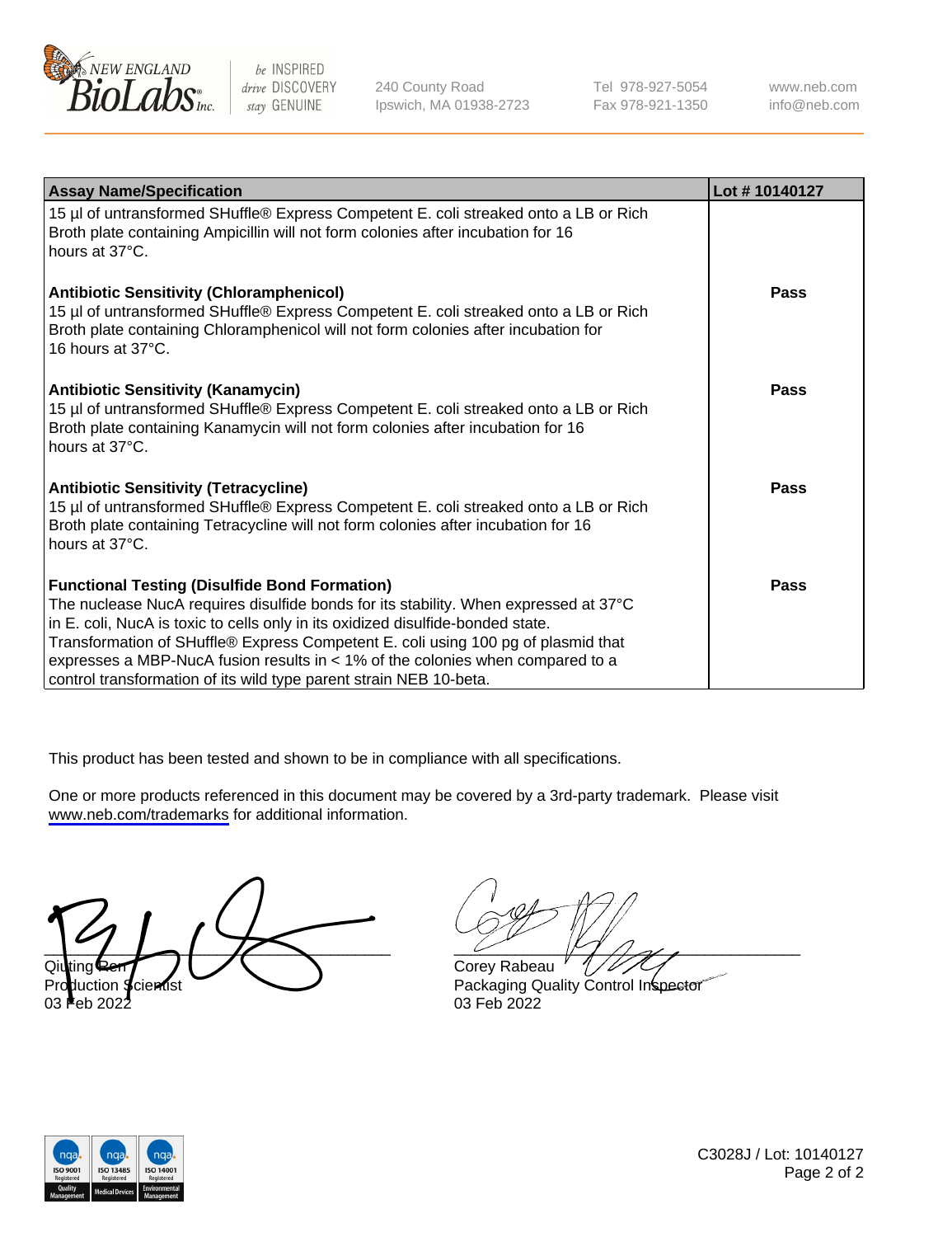| Assay Name/Specification | Lot # 10140127 |
|---|---|
| 15 µl of untransformed SHuffle® Express Competent E. coli streaked onto a LB or Rich Broth plate containing Ampicillin will not form colonies after incubation for 16 hours at 37°C. | |
| **Antibiotic Sensitivity (Chloramphenicol)** 15 µl of untransformed SHuffle® Express Competent E. coli streaked onto a LB or Rich Broth plate containing Chloramphenicol will not form colonies after incubation for 16 hours at 37°C. | **Pass** |
| **Antibiotic Sensitivity (Kanamycin)** 15 µl of untransformed SHuffle® Express Competent E. coli streaked onto a LB or Rich Broth plate containing Kanamycin will not form colonies after incubation for 16 hours at 37°C. | **Pass** |
| **Antibiotic Sensitivity (Tetracycline)** 15 µl of untransformed SHuffle® Express Competent E. coli streaked onto a LB or Rich Broth plate containing Tetracycline will not form colonies after incubation for 16 hours at 37°C. | **Pass** |
| **Functional Testing (Disulfide Bond Formation)** The nuclease NucA requires disulfide bonds for its stability. When expressed at 37°C in E. coli, NucA is toxic to cells only in its oxidized disulfide-bonded state. Transformation of SHuffle® Express Competent E. coli using 100 pg of plasmid that expresses a MBP-NucA fusion results in < 1% of the colonies when compared to a control transformation of its wild type parent strain NEB 10-beta. | **Pass** |

This product has been tested and shown to be in compliance with all specifications.

One or more products referenced in this document may be covered by a 3rd-party trademark. Please visit www.neb.com/trademarks for additional information.

Qiuting Ren
Production Scientist
03 Feb 2022

Corey Rabeau
Packaging Quality Control Inspector
03 Feb 2022

C3028J / Lot: 10140127